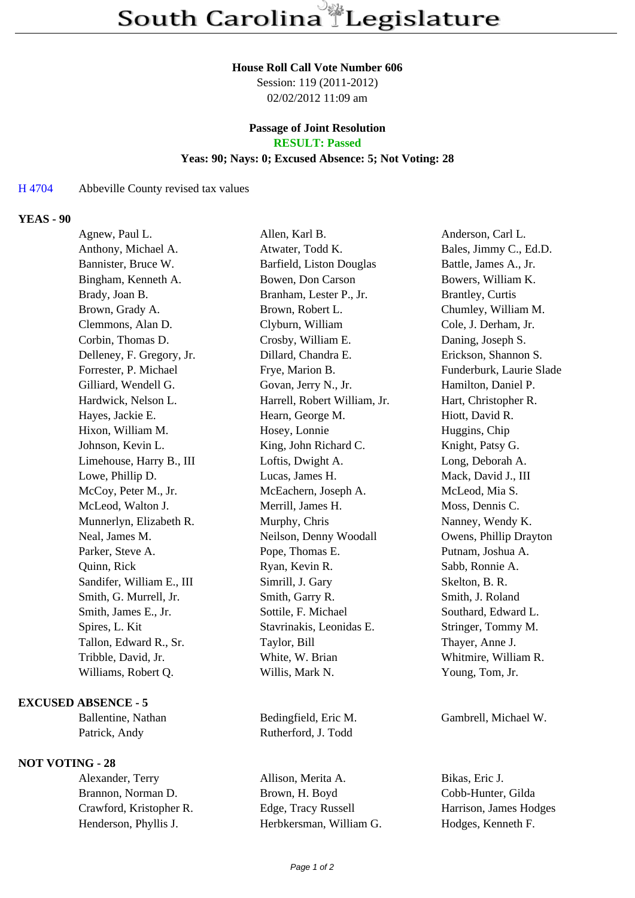# South Carolina Legislature

**House Roll Call Vote Number 606**
Session: 119 (2011-2012)
02/02/2012 11:09 am

**Passage of Joint Resolution**
**RESULT: Passed**
**Yeas: 90; Nays: 0; Excused Absence: 5; Not Voting: 28**

H 4704 Abbeville County revised tax values

**YEAS - 90**

| | | |
|---|---|---|
| Agnew, Paul L. | Allen, Karl B. | Anderson, Carl L. |
| Anthony, Michael A. | Atwater, Todd K. | Bales, Jimmy C., Ed.D. |
| Bannister, Bruce W. | Barfield, Liston Douglas | Battle, James A., Jr. |
| Bingham, Kenneth A. | Bowen, Don Carson | Bowers, William K. |
| Brady, Joan B. | Branham, Lester P., Jr. | Brantley, Curtis |
| Brown, Grady A. | Brown, Robert L. | Chumley, William M. |
| Clemmons, Alan D. | Clyburn, William | Cole, J. Derham, Jr. |
| Corbin, Thomas D. | Crosby, William E. | Daning, Joseph S. |
| Delleney, F. Gregory, Jr. | Dillard, Chandra E. | Erickson, Shannon S. |
| Forrester, P. Michael | Frye, Marion B. | Funderburk, Laurie Slade |
| Gilliard, Wendell G. | Govan, Jerry N., Jr. | Hamilton, Daniel P. |
| Hardwick, Nelson L. | Harrell, Robert William, Jr. | Hart, Christopher R. |
| Hayes, Jackie E. | Hearn, George M. | Hiott, David R. |
| Hixon, William M. | Hosey, Lonnie | Huggins, Chip |
| Johnson, Kevin L. | King, John Richard C. | Knight, Patsy G. |
| Limehouse, Harry B., III | Loftis, Dwight A. | Long, Deborah A. |
| Lowe, Phillip D. | Lucas, James H. | Mack, David J., III |
| McCoy, Peter M., Jr. | McEachern, Joseph A. | McLeod, Mia S. |
| McLeod, Walton J. | Merrill, James H. | Moss, Dennis C. |
| Munnerlyn, Elizabeth R. | Murphy, Chris | Nanney, Wendy K. |
| Neal, James M. | Neilson, Denny Woodall | Owens, Phillip Drayton |
| Parker, Steve A. | Pope, Thomas E. | Putnam, Joshua A. |
| Quinn, Rick | Ryan, Kevin R. | Sabb, Ronnie A. |
| Sandifer, William E., III | Simrill, J. Gary | Skelton, B. R. |
| Smith, G. Murrell, Jr. | Smith, Garry R. | Smith, J. Roland |
| Smith, James E., Jr. | Sottile, F. Michael | Southard, Edward L. |
| Spires, L. Kit | Stavrinakis, Leonidas E. | Stringer, Tommy M. |
| Tallon, Edward R., Sr. | Taylor, Bill | Thayer, Anne J. |
| Tribble, David, Jr. | White, W. Brian | Whitmire, William R. |
| Williams, Robert Q. | Willis, Mark N. | Young, Tom, Jr. |

**EXCUSED ABSENCE - 5**

| | | |
|---|---|---|
| Ballentine, Nathan | Bedingfield, Eric M. | Gambrell, Michael W. |
| Patrick, Andy | Rutherford, J. Todd | |

**NOT VOTING - 28**

| | | |
|---|---|---|
| Alexander, Terry | Allison, Merita A. | Bikas, Eric J. |
| Brannon, Norman D. | Brown, H. Boyd | Cobb-Hunter, Gilda |
| Crawford, Kristopher R. | Edge, Tracy Russell | Harrison, James Hodges |
| Henderson, Phyllis J. | Herbkersman, William G. | Hodges, Kenneth F. |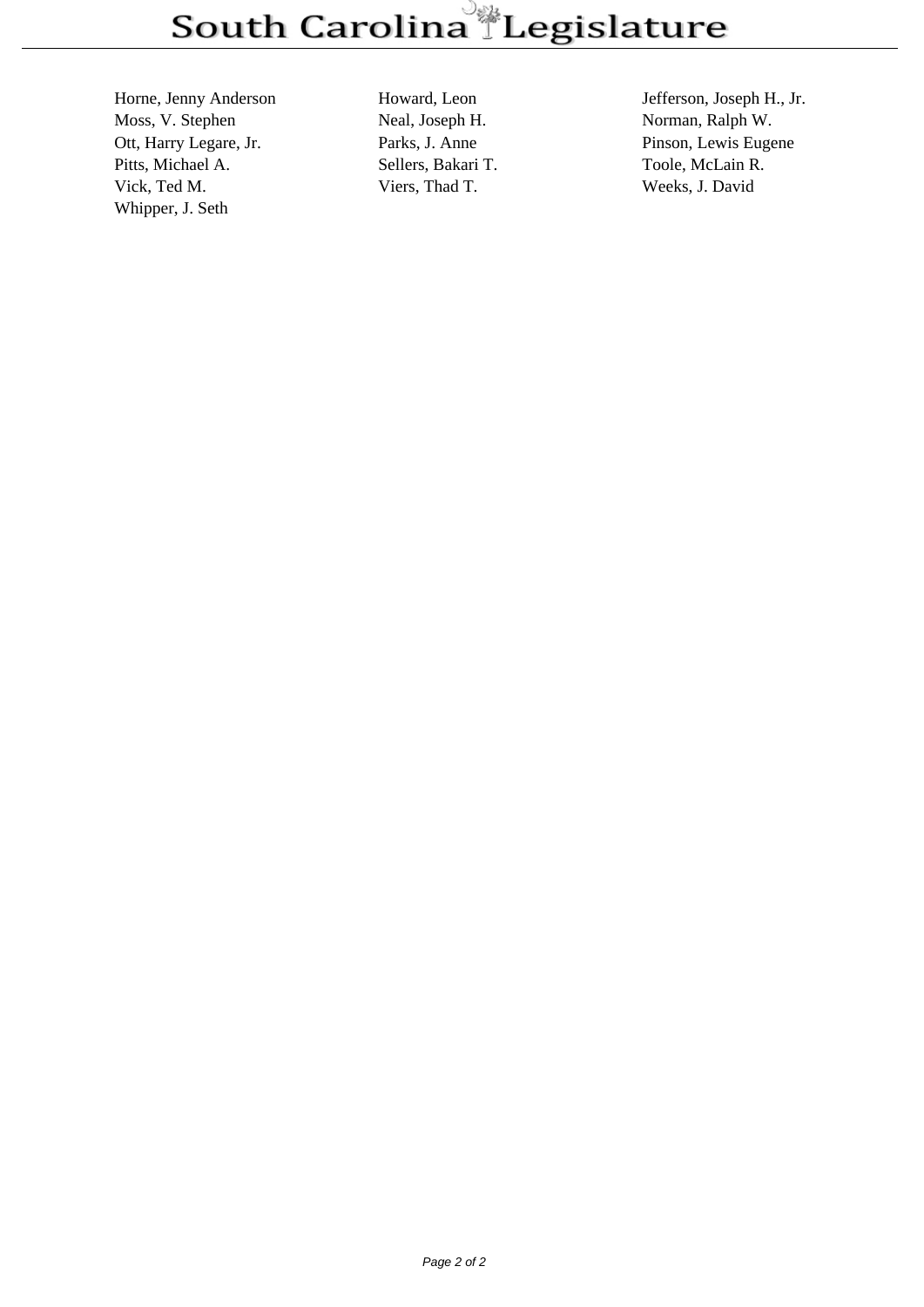Horne, Jenny Anderson
Howard, Leon
Jefferson, Joseph H., Jr.
Moss, V. Stephen
Neal, Joseph H.
Norman, Ralph W.
Ott, Harry Legare, Jr.
Parks, J. Anne
Pinson, Lewis Eugene
Pitts, Michael A.
Sellers, Bakari T.
Toole, McLain R.
Vick, Ted M.
Viers, Thad T.
Weeks, J. David
Whipper, J. Seth